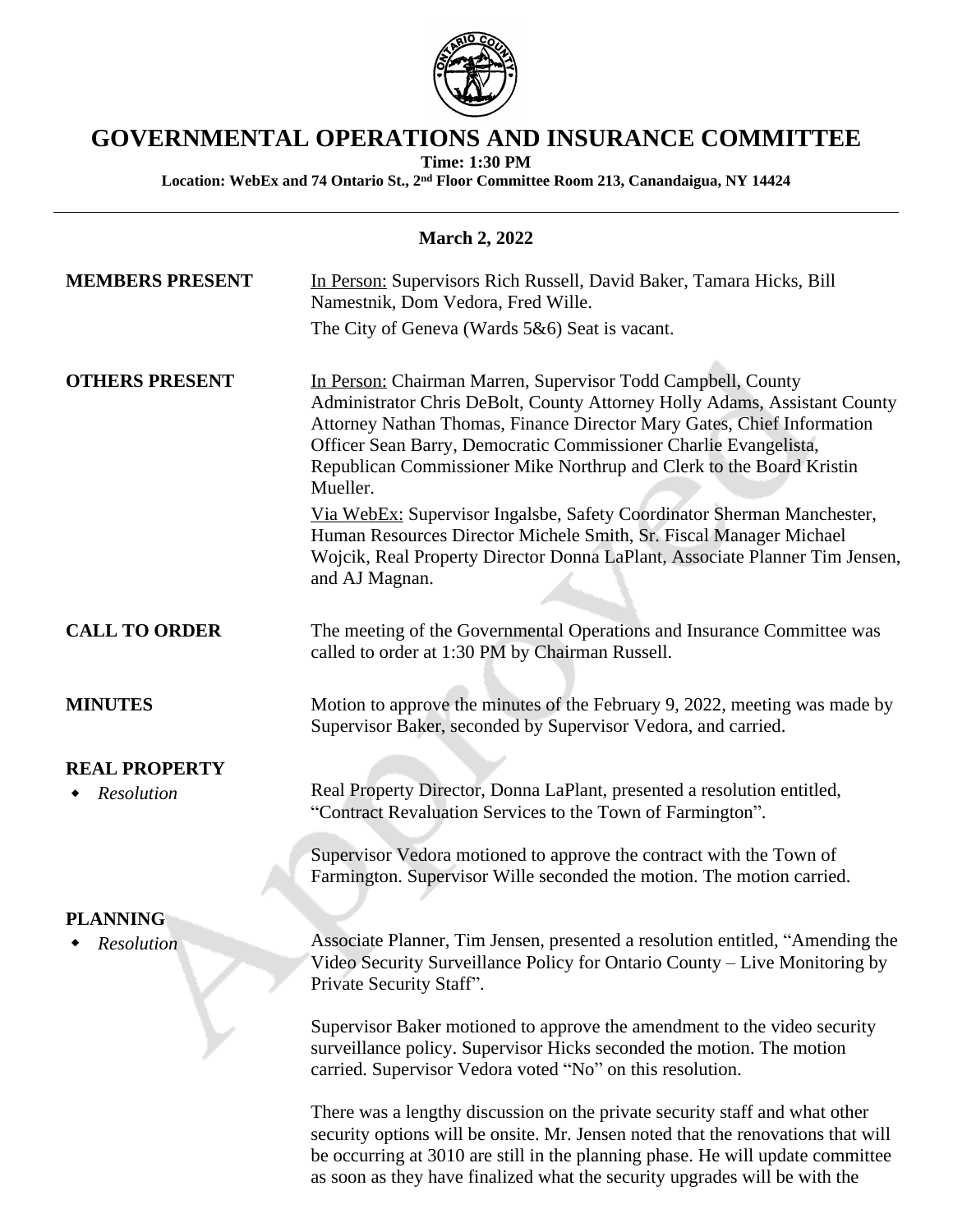# GOVERNMENTAL OPERATIONS AND INSURANCE COMMITTEE

**Time: 1:30 PM**

**Location: WebEx and 74 Ontario St., 2nd Floor Committee Room 213, Canandaigua, NY 14424**

---

**March 2, 2022**

**MEMBERS PRESENT**

In Person: Supervisors Rich Russell, David Baker, Tamara Hicks, Bill Namestnik, Dom Vedora, Fred Wille.

The City of Geneva (Wards 5&6) Seat is vacant.

**OTHERS PRESENT**

In Person: Chairman Marren, Supervisor Todd Campbell, County Administrator Chris DeBolt, County Attorney Holly Adams, Assistant County Attorney Nathan Thomas, Finance Director Mary Gates, Chief Information Officer Sean Barry, Democratic Commissioner Charlie Evangelista, Republican Commissioner Mike Northrup and Clerk to the Board Kristin Mueller.

Via WebEx: Supervisor Ingalsbe, Safety Coordinator Sherman Manchester, Human Resources Director Michele Smith, Sr. Fiscal Manager Michael Wojcik, Real Property Director Donna LaPlant, Associate Planner Tim Jensen, and AJ Magnan.

**CALL TO ORDER**

The meeting of the Governmental Operations and Insurance Committee was called to order at 1:30 PM by Chairman Russell.

**MINUTES**

Motion to approve the minutes of the February 9, 2022, meeting was made by Supervisor Baker, seconded by Supervisor Vedora, and carried.

**REAL PROPERTY**

- *Resolution*

Real Property Director, Donna LaPlant, presented a resolution entitled, "Contract Revaluation Services to the Town of Farmington".

Supervisor Vedora motioned to approve the contract with the Town of Farmington. Supervisor Wille seconded the motion. The motion carried.

**PLANNING**

- *Resolution*

Associate Planner, Tim Jensen, presented a resolution entitled, "Amending the Video Security Surveillance Policy for Ontario County – Live Monitoring by Private Security Staff".

Supervisor Baker motioned to approve the amendment to the video security surveillance policy. Supervisor Hicks seconded the motion. The motion carried. Supervisor Vedora voted "No" on this resolution.

There was a lengthy discussion on the private security staff and what other security options will be onsite. Mr. Jensen noted that the renovations that will be occurring at 3010 are still in the planning phase. He will update committee as soon as they have finalized what the security upgrades will be with the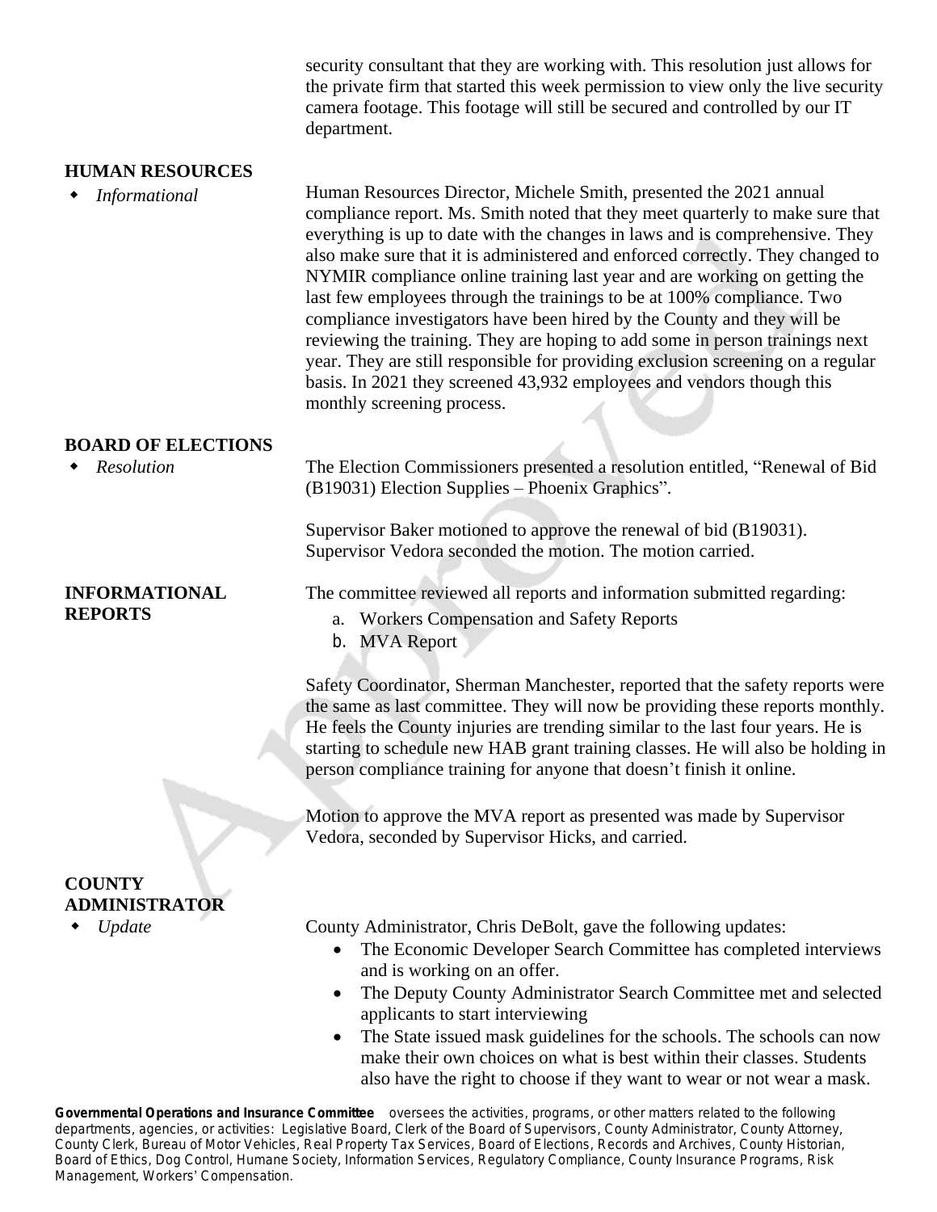security consultant that they are working with. This resolution just allows for the private firm that started this week permission to view only the live security camera footage. This footage will still be secured and controlled by our IT department.

## HUMAN RESOURCES

- *Informational*

Human Resources Director, Michele Smith, presented the 2021 annual compliance report. Ms. Smith noted that they meet quarterly to make sure that everything is up to date with the changes in laws and is comprehensive. They also make sure that it is administered and enforced correctly. They changed to NYMIR compliance online training last year and are working on getting the last few employees through the trainings to be at 100% compliance. Two compliance investigators have been hired by the County and they will be reviewing the training. They are hoping to add some in person trainings next year. They are still responsible for providing exclusion screening on a regular basis. In 2021 they screened 43,932 employees and vendors though this monthly screening process.

## BOARD OF ELECTIONS

- *Resolution*

The Election Commissioners presented a resolution entitled, "Renewal of Bid (B19031) Election Supplies – Phoenix Graphics".

Supervisor Baker motioned to approve the renewal of bid (B19031). Supervisor Vedora seconded the motion. The motion carried.

## INFORMATIONAL REPORTS

The committee reviewed all reports and information submitted regarding:

a. Workers Compensation and Safety Reports
b. MVA Report

Safety Coordinator, Sherman Manchester, reported that the safety reports were the same as last committee. They will now be providing these reports monthly. He feels the County injuries are trending similar to the last four years. He is starting to schedule new HAB grant training classes. He will also be holding in person compliance training for anyone that doesn't finish it online.

Motion to approve the MVA report as presented was made by Supervisor Vedora, seconded by Supervisor Hicks, and carried.

## COUNTY ADMINISTRATOR

- *Update*

County Administrator, Chris DeBolt, gave the following updates:

- The Economic Developer Search Committee has completed interviews and is working on an offer.
- The Deputy County Administrator Search Committee met and selected applicants to start interviewing
- The State issued mask guidelines for the schools. The schools can now make their own choices on what is best within their classes. Students also have the right to choose if they want to wear or not wear a mask.

**Governmental Operations and Insurance Committee** oversees the activities, programs, or other matters related to the following departments, agencies, or activities: Legislative Board, Clerk of the Board of Supervisors, County Administrator, County Attorney, County Clerk, Bureau of Motor Vehicles, Real Property Tax Services, Board of Elections, Records and Archives, County Historian, Board of Ethics, Dog Control, Humane Society, Information Services, Regulatory Compliance, County Insurance Programs, Risk Management, Workers' Compensation.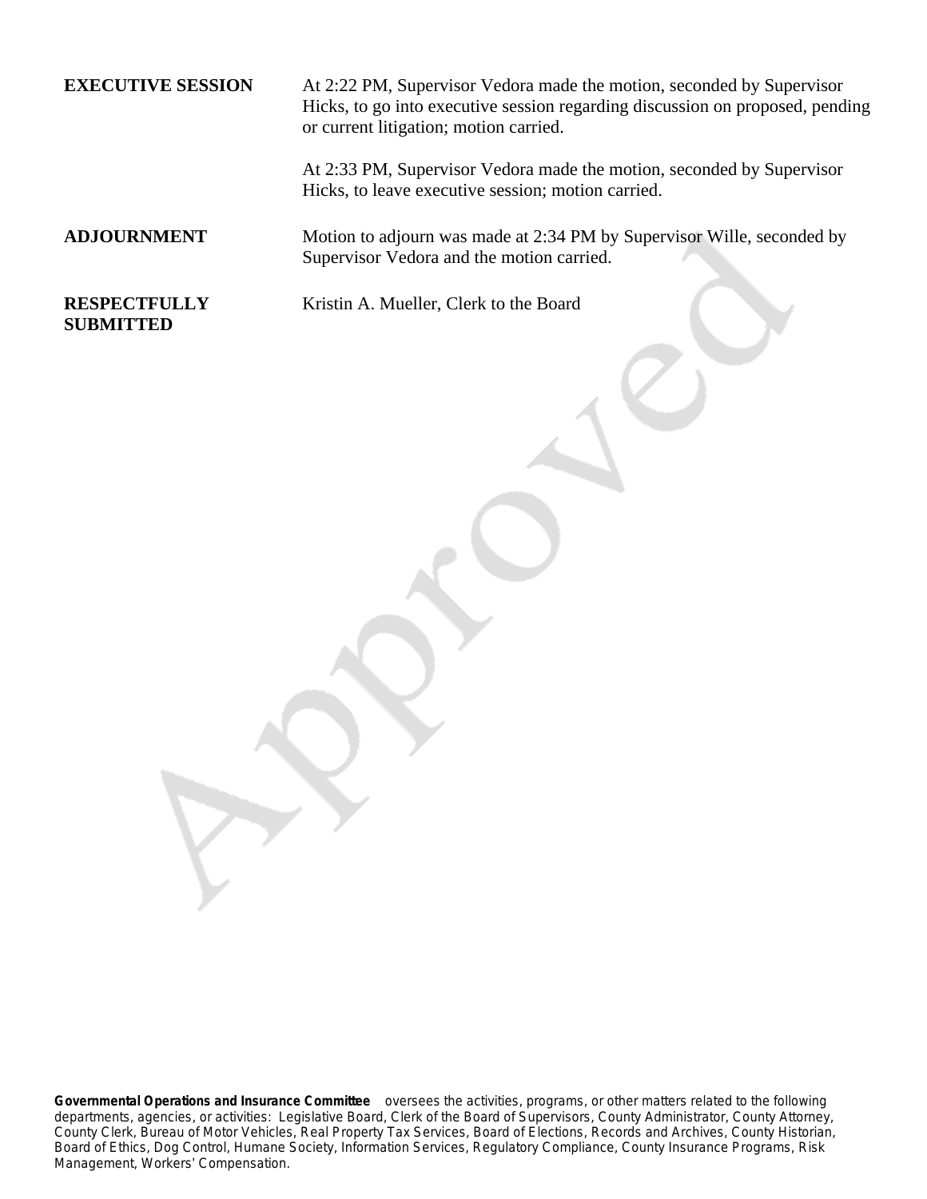**EXECUTIVE SESSION**

At 2:22 PM, Supervisor Vedora made the motion, seconded by Supervisor Hicks, to go into executive session regarding discussion on proposed, pending or current litigation; motion carried.

At 2:33 PM, Supervisor Vedora made the motion, seconded by Supervisor Hicks, to leave executive session; motion carried.

**ADJOURNMENT**

Motion to adjourn was made at 2:34 PM by Supervisor Wille, seconded by Supervisor Vedora and the motion carried.

**RESPECTFULLY SUBMITTED**

Kristin A. Mueller, Clerk to the Board

**Governmental Operations and Insurance Committee** oversees the activities, programs, or other matters related to the following departments, agencies, or activities: Legislative Board, Clerk of the Board of Supervisors, County Administrator, County Attorney, County Clerk, Bureau of Motor Vehicles, Real Property Tax Services, Board of Elections, Records and Archives, County Historian, Board of Ethics, Dog Control, Humane Society, Information Services, Regulatory Compliance, County Insurance Programs, Risk Management, Workers' Compensation.